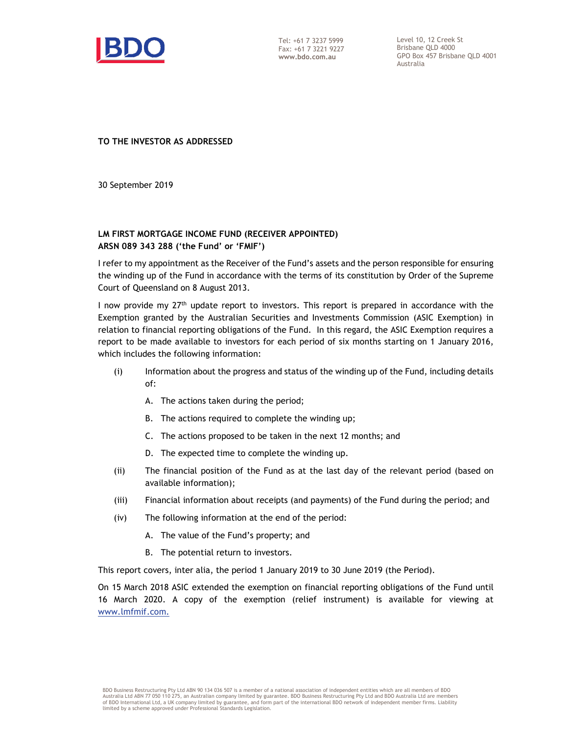Tel: +61 7 3237 5999
Fax: +61 7 3221 9227
**www.bdo.com.au**

Level 10, 12 Creek St
Brisbane QLD 4000
GPO Box 457 Brisbane QLD 4001
Australia

**TO THE INVESTOR AS ADDRESSED**

30 September 2019

**LM FIRST MORTGAGE INCOME FUND (RECEIVER APPOINTED)**
**ARSN 089 343 288 ('the Fund' or 'FMIF')**

I refer to my appointment as the Receiver of the Fund's assets and the person responsible for ensuring the winding up of the Fund in accordance with the terms of its constitution by Order of the Supreme Court of Queensland on 8 August 2013.

I now provide my 27th update report to investors. This report is prepared in accordance with the Exemption granted by the Australian Securities and Investments Commission (ASIC Exemption) in relation to financial reporting obligations of the Fund. In this regard, the ASIC Exemption requires a report to be made available to investors for each period of six months starting on 1 January 2016, which includes the following information:

(i) Information about the progress and status of the winding up of the Fund, including details of:

   A. The actions taken during the period;

   B. The actions required to complete the winding up;

   C. The actions proposed to be taken in the next 12 months; and

   D. The expected time to complete the winding up.

(ii) The financial position of the Fund as at the last day of the relevant period (based on available information);

(iii) Financial information about receipts (and payments) of the Fund during the period; and

(iv) The following information at the end of the period:

   A. The value of the Fund's property; and

   B. The potential return to investors.

This report covers, inter alia, the period 1 January 2019 to 30 June 2019 (the Period).

On 15 March 2018 ASIC extended the exemption on financial reporting obligations of the Fund until 16 March 2020. A copy of the exemption (relief instrument) is available for viewing at www.lmfmif.com.

BDO Business Restructuring Pty Ltd ABN 90 134 036 507 is a member of a national association of independent entities which are all members of BDO Australia Ltd ABN 77 050 110 275, an Australian company limited by guarantee. BDO Business Restructuring Pty Ltd and BDO Australia Ltd are members of BDO International Ltd, a UK company limited by guarantee, and form part of the international BDO network of independent member firms. Liability limited by a scheme approved under Professional Standards Legislation.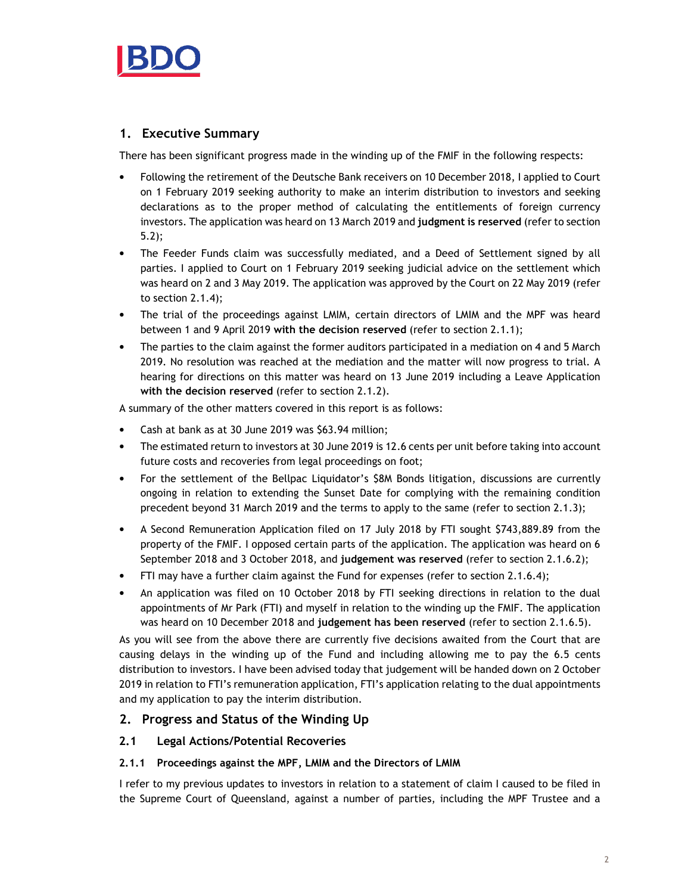## 1. Executive Summary

There has been significant progress made in the winding up of the FMIF in the following respects:

- Following the retirement of the Deutsche Bank receivers on 10 December 2018, I applied to Court on 1 February 2019 seeking authority to make an interim distribution to investors and seeking declarations as to the proper method of calculating the entitlements of foreign currency investors. The application was heard on 13 March 2019 and **judgment is reserved** (refer to section 5.2);
- The Feeder Funds claim was successfully mediated, and a Deed of Settlement signed by all parties. I applied to Court on 1 February 2019 seeking judicial advice on the settlement which was heard on 2 and 3 May 2019. The application was approved by the Court on 22 May 2019 (refer to section 2.1.4);
- The trial of the proceedings against LMIM, certain directors of LMIM and the MPF was heard between 1 and 9 April 2019 **with the decision reserved** (refer to section 2.1.1);
- The parties to the claim against the former auditors participated in a mediation on 4 and 5 March 2019. No resolution was reached at the mediation and the matter will now progress to trial. A hearing for directions on this matter was heard on 13 June 2019 including a Leave Application **with the decision reserved** (refer to section 2.1.2).

A summary of the other matters covered in this report is as follows:

- Cash at bank as at 30 June 2019 was $63.94 million;
- The estimated return to investors at 30 June 2019 is 12.6 cents per unit before taking into account future costs and recoveries from legal proceedings on foot;
- For the settlement of the Bellpac Liquidator's $8M Bonds litigation, discussions are currently ongoing in relation to extending the Sunset Date for complying with the remaining condition precedent beyond 31 March 2019 and the terms to apply to the same (refer to section 2.1.3);
- A Second Remuneration Application filed on 17 July 2018 by FTI sought $743,889.89 from the property of the FMIF. I opposed certain parts of the application. The application was heard on 6 September 2018 and 3 October 2018, and **judgement was reserved** (refer to section 2.1.6.2);
- FTI may have a further claim against the Fund for expenses (refer to section 2.1.6.4);
- An application was filed on 10 October 2018 by FTI seeking directions in relation to the dual appointments of Mr Park (FTI) and myself in relation to the winding up the FMIF. The application was heard on 10 December 2018 and **judgement has been reserved** (refer to section 2.1.6.5).

As you will see from the above there are currently five decisions awaited from the Court that are causing delays in the winding up of the Fund and including allowing me to pay the 6.5 cents distribution to investors. I have been advised today that judgement will be handed down on 2 October 2019 in relation to FTI's remuneration application, FTI's application relating to the dual appointments and my application to pay the interim distribution.

## 2. Progress and Status of the Winding Up

### 2.1 Legal Actions/Potential Recoveries

#### 2.1.1 Proceedings against the MPF, LMIM and the Directors of LMIM

I refer to my previous updates to investors in relation to a statement of claim I caused to be filed in the Supreme Court of Queensland, against a number of parties, including the MPF Trustee and a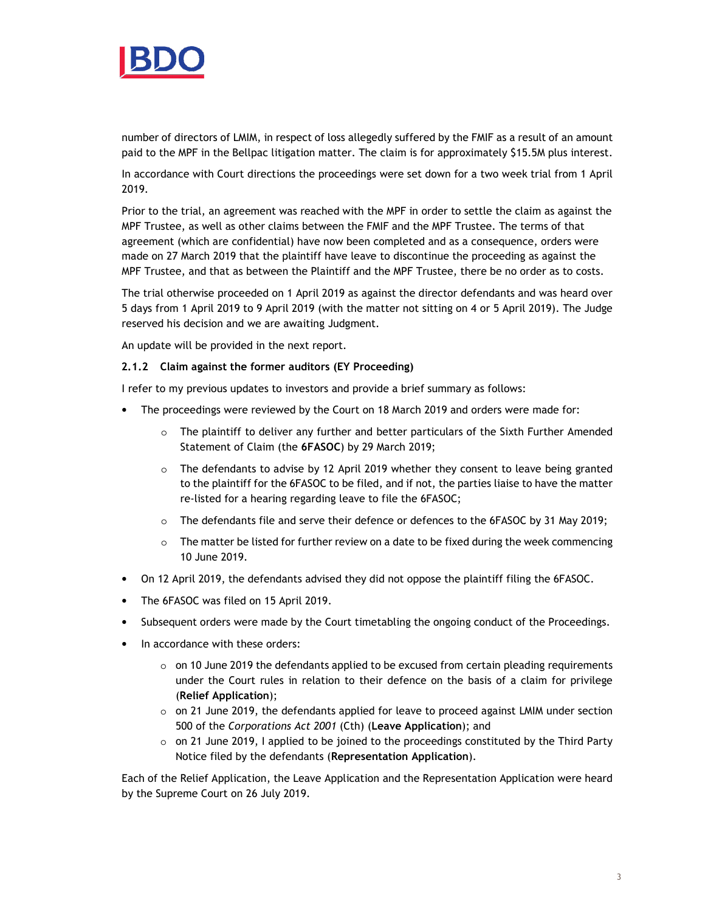number of directors of LMIM, in respect of loss allegedly suffered by the FMIF as a result of an amount paid to the MPF in the Bellpac litigation matter. The claim is for approximately $15.5M plus interest.

In accordance with Court directions the proceedings were set down for a two week trial from 1 April 2019.

Prior to the trial, an agreement was reached with the MPF in order to settle the claim as against the MPF Trustee, as well as other claims between the FMIF and the MPF Trustee. The terms of that agreement (which are confidential) have now been completed and as a consequence, orders were made on 27 March 2019 that the plaintiff have leave to discontinue the proceeding as against the MPF Trustee, and that as between the Plaintiff and the MPF Trustee, there be no order as to costs.

The trial otherwise proceeded on 1 April 2019 as against the director defendants and was heard over 5 days from 1 April 2019 to 9 April 2019 (with the matter not sitting on 4 or 5 April 2019). The Judge reserved his decision and we are awaiting Judgment.

An update will be provided in the next report.

#### 2.1.2 Claim against the former auditors (EY Proceeding)

I refer to my previous updates to investors and provide a brief summary as follows:

- The proceedings were reviewed by the Court on 18 March 2019 and orders were made for:
  - The plaintiff to deliver any further and better particulars of the Sixth Further Amended Statement of Claim (the **6FASOC**) by 29 March 2019;
  - The defendants to advise by 12 April 2019 whether they consent to leave being granted to the plaintiff for the 6FASOC to be filed, and if not, the parties liaise to have the matter re-listed for a hearing regarding leave to file the 6FASOC;
  - The defendants file and serve their defence or defences to the 6FASOC by 31 May 2019;
  - The matter be listed for further review on a date to be fixed during the week commencing 10 June 2019.
- On 12 April 2019, the defendants advised they did not oppose the plaintiff filing the 6FASOC.
- The 6FASOC was filed on 15 April 2019.
- Subsequent orders were made by the Court timetabling the ongoing conduct of the Proceedings.
- In accordance with these orders:
  - on 10 June 2019 the defendants applied to be excused from certain pleading requirements under the Court rules in relation to their defence on the basis of a claim for privilege (**Relief Application**);
  - on 21 June 2019, the defendants applied for leave to proceed against LMIM under section 500 of the *Corporations Act 2001* (Cth) (**Leave Application**); and
  - on 21 June 2019, I applied to be joined to the proceedings constituted by the Third Party Notice filed by the defendants (**Representation Application**).

Each of the Relief Application, the Leave Application and the Representation Application were heard by the Supreme Court on 26 July 2019.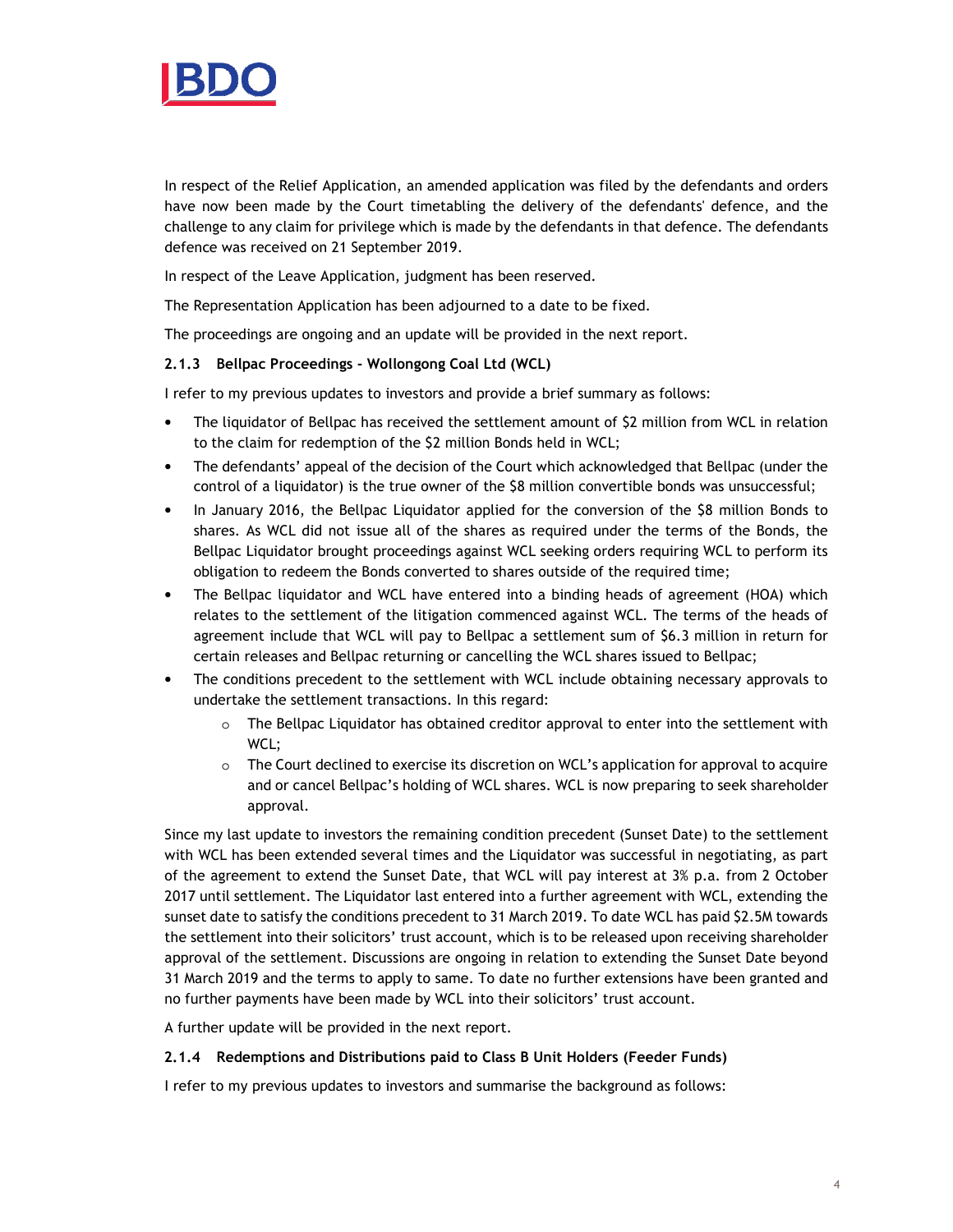In respect of the Relief Application, an amended application was filed by the defendants and orders have now been made by the Court timetabling the delivery of the defendants' defence, and the challenge to any claim for privilege which is made by the defendants in that defence. The defendants defence was received on 21 September 2019.

In respect of the Leave Application, judgment has been reserved.

The Representation Application has been adjourned to a date to be fixed.

The proceedings are ongoing and an update will be provided in the next report.

#### 2.1.3 Bellpac Proceedings - Wollongong Coal Ltd (WCL)

I refer to my previous updates to investors and provide a brief summary as follows:

- The liquidator of Bellpac has received the settlement amount of $2 million from WCL in relation to the claim for redemption of the $2 million Bonds held in WCL;
- The defendants' appeal of the decision of the Court which acknowledged that Bellpac (under the control of a liquidator) is the true owner of the $8 million convertible bonds was unsuccessful;
- In January 2016, the Bellpac Liquidator applied for the conversion of the $8 million Bonds to shares. As WCL did not issue all of the shares as required under the terms of the Bonds, the Bellpac Liquidator brought proceedings against WCL seeking orders requiring WCL to perform its obligation to redeem the Bonds converted to shares outside of the required time;
- The Bellpac liquidator and WCL have entered into a binding heads of agreement (HOA) which relates to the settlement of the litigation commenced against WCL. The terms of the heads of agreement include that WCL will pay to Bellpac a settlement sum of $6.3 million in return for certain releases and Bellpac returning or cancelling the WCL shares issued to Bellpac;
- The conditions precedent to the settlement with WCL include obtaining necessary approvals to undertake the settlement transactions. In this regard:
  - The Bellpac Liquidator has obtained creditor approval to enter into the settlement with WCL;
  - The Court declined to exercise its discretion on WCL's application for approval to acquire and or cancel Bellpac's holding of WCL shares. WCL is now preparing to seek shareholder approval.

Since my last update to investors the remaining condition precedent (Sunset Date) to the settlement with WCL has been extended several times and the Liquidator was successful in negotiating, as part of the agreement to extend the Sunset Date, that WCL will pay interest at 3% p.a. from 2 October 2017 until settlement. The Liquidator last entered into a further agreement with WCL, extending the sunset date to satisfy the conditions precedent to 31 March 2019. To date WCL has paid $2.5M towards the settlement into their solicitors' trust account, which is to be released upon receiving shareholder approval of the settlement. Discussions are ongoing in relation to extending the Sunset Date beyond 31 March 2019 and the terms to apply to same. To date no further extensions have been granted and no further payments have been made by WCL into their solicitors' trust account.

A further update will be provided in the next report.

#### 2.1.4 Redemptions and Distributions paid to Class B Unit Holders (Feeder Funds)

I refer to my previous updates to investors and summarise the background as follows: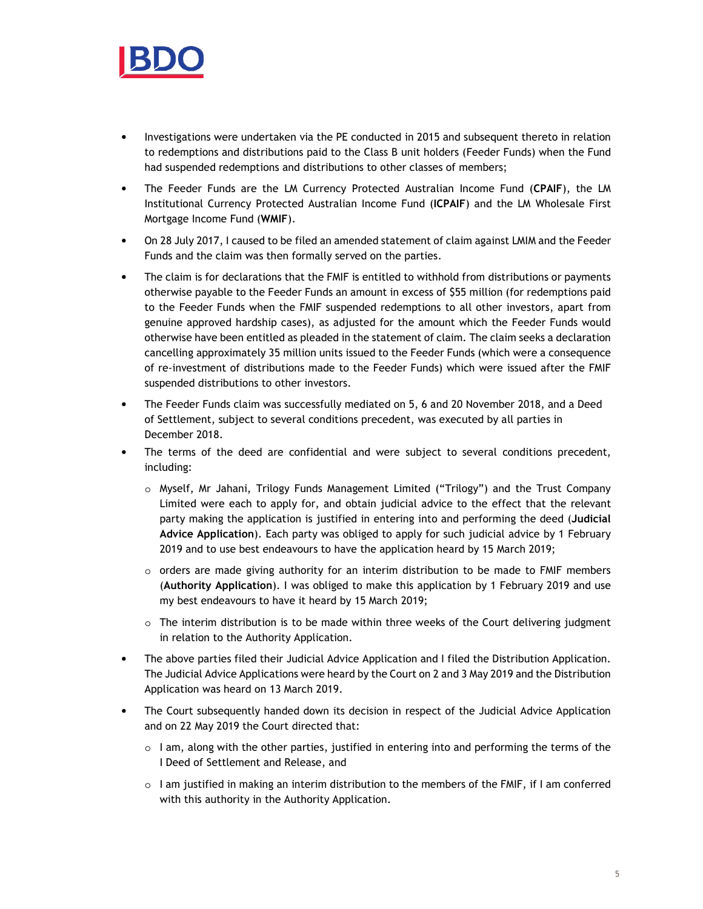- Investigations were undertaken via the PE conducted in 2015 and subsequent thereto in relation to redemptions and distributions paid to the Class B unit holders (Feeder Funds) when the Fund had suspended redemptions and distributions to other classes of members;
- The Feeder Funds are the LM Currency Protected Australian Income Fund (**CPAIF**), the LM Institutional Currency Protected Australian Income Fund (**ICPAIF**) and the LM Wholesale First Mortgage Income Fund (**WMIF**).
- On 28 July 2017, I caused to be filed an amended statement of claim against LMIM and the Feeder Funds and the claim was then formally served on the parties.
- The claim is for declarations that the FMIF is entitled to withhold from distributions or payments otherwise payable to the Feeder Funds an amount in excess of $55 million (for redemptions paid to the Feeder Funds when the FMIF suspended redemptions to all other investors, apart from genuine approved hardship cases), as adjusted for the amount which the Feeder Funds would otherwise have been entitled as pleaded in the statement of claim. The claim seeks a declaration cancelling approximately 35 million units issued to the Feeder Funds (which were a consequence of re-investment of distributions made to the Feeder Funds) which were issued after the FMIF suspended distributions to other investors.
- The Feeder Funds claim was successfully mediated on 5, 6 and 20 November 2018, and a Deed of Settlement, subject to several conditions precedent, was executed by all parties in December 2018.
- The terms of the deed are confidential and were subject to several conditions precedent, including:
  - Myself, Mr Jahani, Trilogy Funds Management Limited ("Trilogy") and the Trust Company Limited were each to apply for, and obtain judicial advice to the effect that the relevant party making the application is justified in entering into and performing the deed (**Judicial Advice Application**). Each party was obliged to apply for such judicial advice by 1 February 2019 and to use best endeavours to have the application heard by 15 March 2019;
  - orders are made giving authority for an interim distribution to be made to FMIF members (**Authority Application**). I was obliged to make this application by 1 February 2019 and use my best endeavours to have it heard by 15 March 2019;
  - The interim distribution is to be made within three weeks of the Court delivering judgment in relation to the Authority Application.
- The above parties filed their Judicial Advice Application and I filed the Distribution Application. The Judicial Advice Applications were heard by the Court on 2 and 3 May 2019 and the Distribution Application was heard on 13 March 2019.
- The Court subsequently handed down its decision in respect of the Judicial Advice Application and on 22 May 2019 the Court directed that:
  - I am, along with the other parties, justified in entering into and performing the terms of the I Deed of Settlement and Release, and
  - I am justified in making an interim distribution to the members of the FMIF, if I am conferred with this authority in the Authority Application.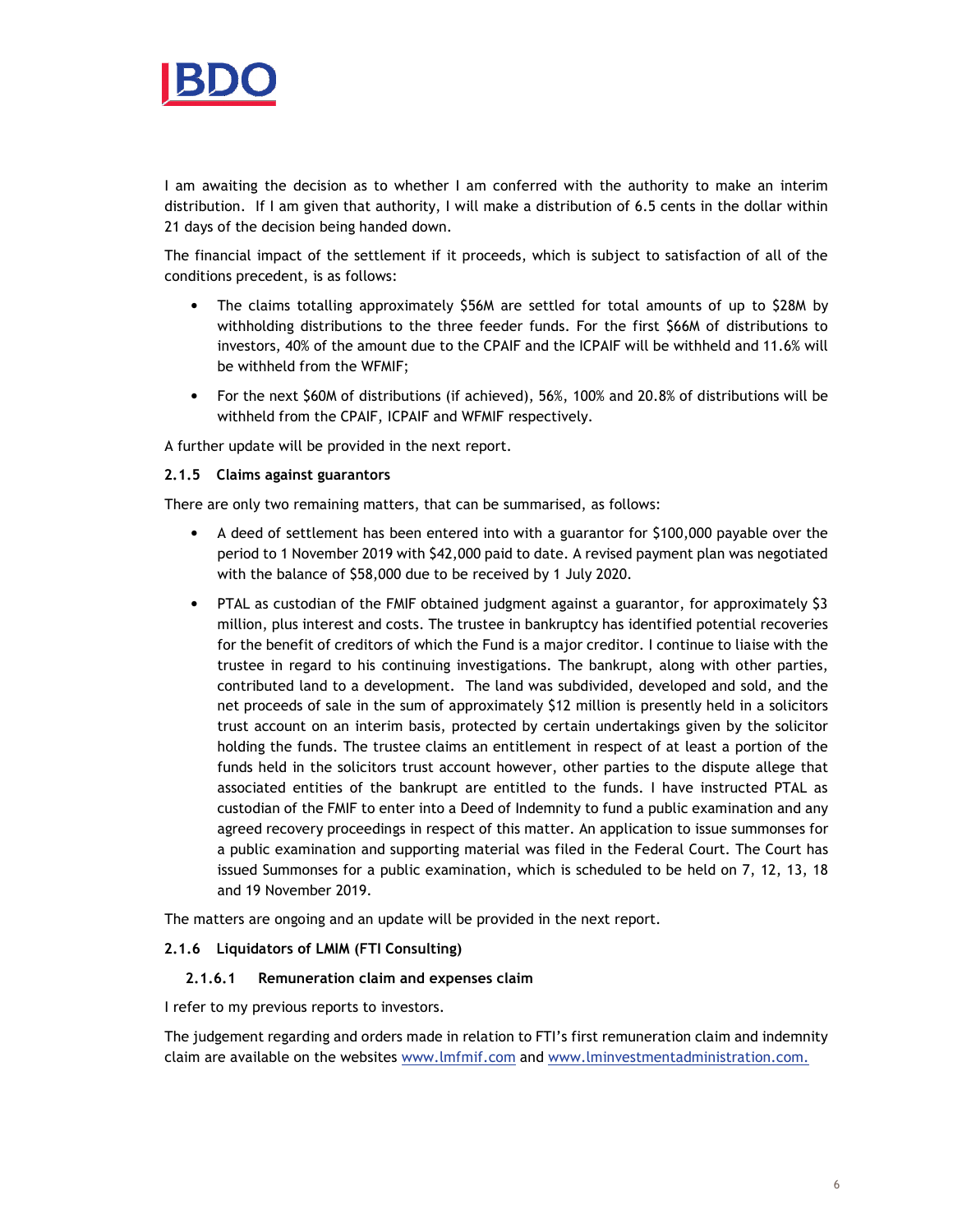I am awaiting the decision as to whether I am conferred with the authority to make an interim distribution. If I am given that authority, I will make a distribution of 6.5 cents in the dollar within 21 days of the decision being handed down.

The financial impact of the settlement if it proceeds, which is subject to satisfaction of all of the conditions precedent, is as follows:

- The claims totalling approximately $56M are settled for total amounts of up to $28M by withholding distributions to the three feeder funds. For the first $66M of distributions to investors, 40% of the amount due to the CPAIF and the ICPAIF will be withheld and 11.6% will be withheld from the WFMIF;
- For the next $60M of distributions (if achieved), 56%, 100% and 20.8% of distributions will be withheld from the CPAIF, ICPAIF and WFMIF respectively.

A further update will be provided in the next report.

#### 2.1.5 Claims against guarantors

There are only two remaining matters, that can be summarised, as follows:

- A deed of settlement has been entered into with a guarantor for $100,000 payable over the period to 1 November 2019 with $42,000 paid to date. A revised payment plan was negotiated with the balance of $58,000 due to be received by 1 July 2020.
- PTAL as custodian of the FMIF obtained judgment against a guarantor, for approximately $3 million, plus interest and costs. The trustee in bankruptcy has identified potential recoveries for the benefit of creditors of which the Fund is a major creditor. I continue to liaise with the trustee in regard to his continuing investigations. The bankrupt, along with other parties, contributed land to a development. The land was subdivided, developed and sold, and the net proceeds of sale in the sum of approximately $12 million is presently held in a solicitors trust account on an interim basis, protected by certain undertakings given by the solicitor holding the funds. The trustee claims an entitlement in respect of at least a portion of the funds held in the solicitors trust account however, other parties to the dispute allege that associated entities of the bankrupt are entitled to the funds. I have instructed PTAL as custodian of the FMIF to enter into a Deed of Indemnity to fund a public examination and any agreed recovery proceedings in respect of this matter. An application to issue summonses for a public examination and supporting material was filed in the Federal Court. The Court has issued Summonses for a public examination, which is scheduled to be held on 7, 12, 13, 18 and 19 November 2019.

The matters are ongoing and an update will be provided in the next report.

#### 2.1.6 Liquidators of LMIM (FTI Consulting)

##### 2.1.6.1 Remuneration claim and expenses claim

I refer to my previous reports to investors.

The judgement regarding and orders made in relation to FTI's first remuneration claim and indemnity claim are available on the websites www.lmfmif.com and www.lminvestmentadministration.com.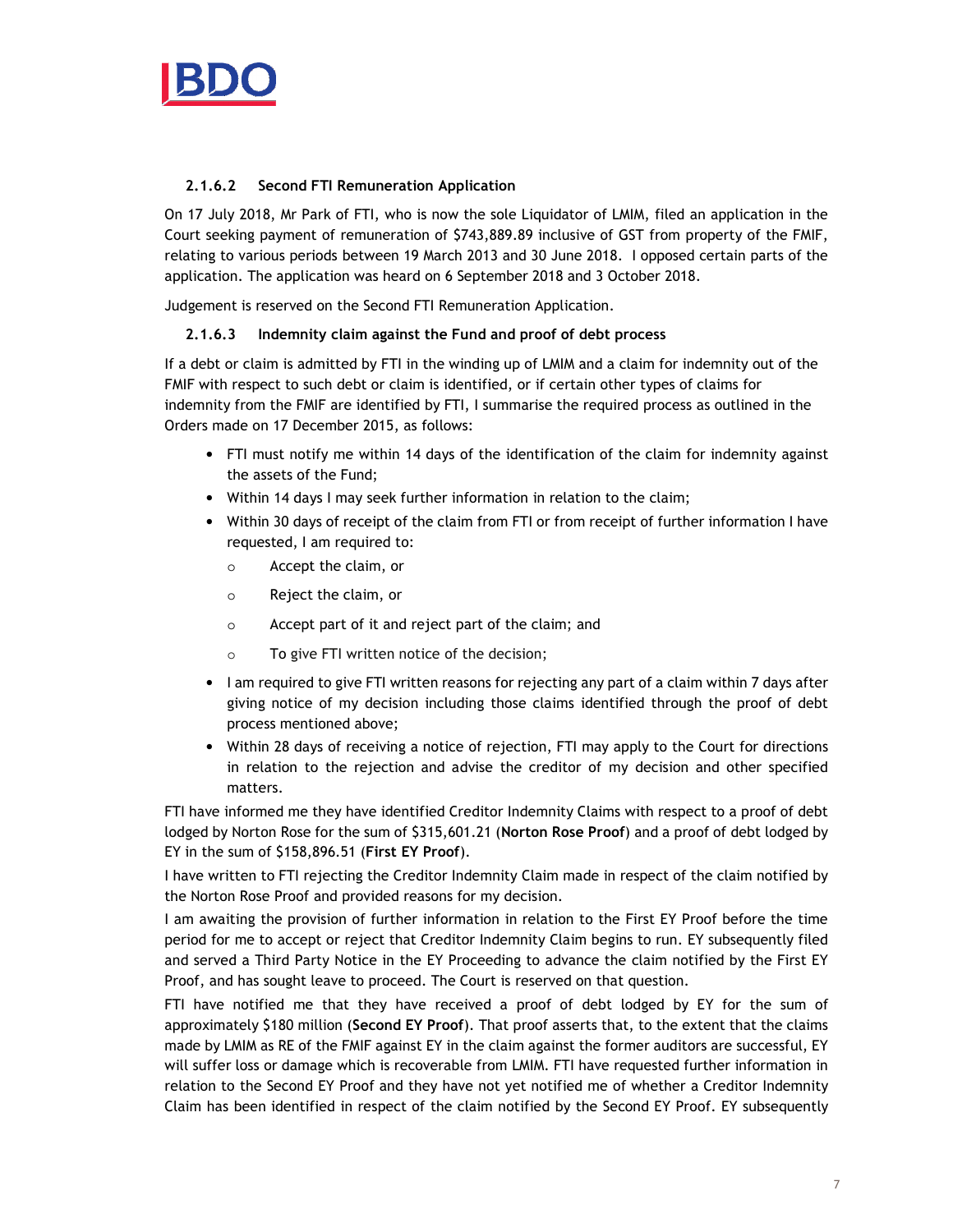#### 2.1.6.2 Second FTI Remuneration Application

On 17 July 2018, Mr Park of FTI, who is now the sole Liquidator of LMIM, filed an application in the Court seeking payment of remuneration of $743,889.89 inclusive of GST from property of the FMIF, relating to various periods between 19 March 2013 and 30 June 2018. I opposed certain parts of the application. The application was heard on 6 September 2018 and 3 October 2018.

Judgement is reserved on the Second FTI Remuneration Application.

#### 2.1.6.3 Indemnity claim against the Fund and proof of debt process

If a debt or claim is admitted by FTI in the winding up of LMIM and a claim for indemnity out of the FMIF with respect to such debt or claim is identified, or if certain other types of claims for indemnity from the FMIF are identified by FTI, I summarise the required process as outlined in the Orders made on 17 December 2015, as follows:

- FTI must notify me within 14 days of the identification of the claim for indemnity against the assets of the Fund;
- Within 14 days I may seek further information in relation to the claim;
- Within 30 days of receipt of the claim from FTI or from receipt of further information I have requested, I am required to:
  - Accept the claim, or
  - Reject the claim, or
  - Accept part of it and reject part of the claim; and
  - To give FTI written notice of the decision;
- I am required to give FTI written reasons for rejecting any part of a claim within 7 days after giving notice of my decision including those claims identified through the proof of debt process mentioned above;
- Within 28 days of receiving a notice of rejection, FTI may apply to the Court for directions in relation to the rejection and advise the creditor of my decision and other specified matters.

FTI have informed me they have identified Creditor Indemnity Claims with respect to a proof of debt lodged by Norton Rose for the sum of $315,601.21 (**Norton Rose Proof**) and a proof of debt lodged by EY in the sum of $158,896.51 (**First EY Proof**).

I have written to FTI rejecting the Creditor Indemnity Claim made in respect of the claim notified by the Norton Rose Proof and provided reasons for my decision.

I am awaiting the provision of further information in relation to the First EY Proof before the time period for me to accept or reject that Creditor Indemnity Claim begins to run. EY subsequently filed and served a Third Party Notice in the EY Proceeding to advance the claim notified by the First EY Proof, and has sought leave to proceed. The Court is reserved on that question.

FTI have notified me that they have received a proof of debt lodged by EY for the sum of approximately $180 million (**Second EY Proof**). That proof asserts that, to the extent that the claims made by LMIM as RE of the FMIF against EY in the claim against the former auditors are successful, EY will suffer loss or damage which is recoverable from LMIM. FTI have requested further information in relation to the Second EY Proof and they have not yet notified me of whether a Creditor Indemnity Claim has been identified in respect of the claim notified by the Second EY Proof. EY subsequently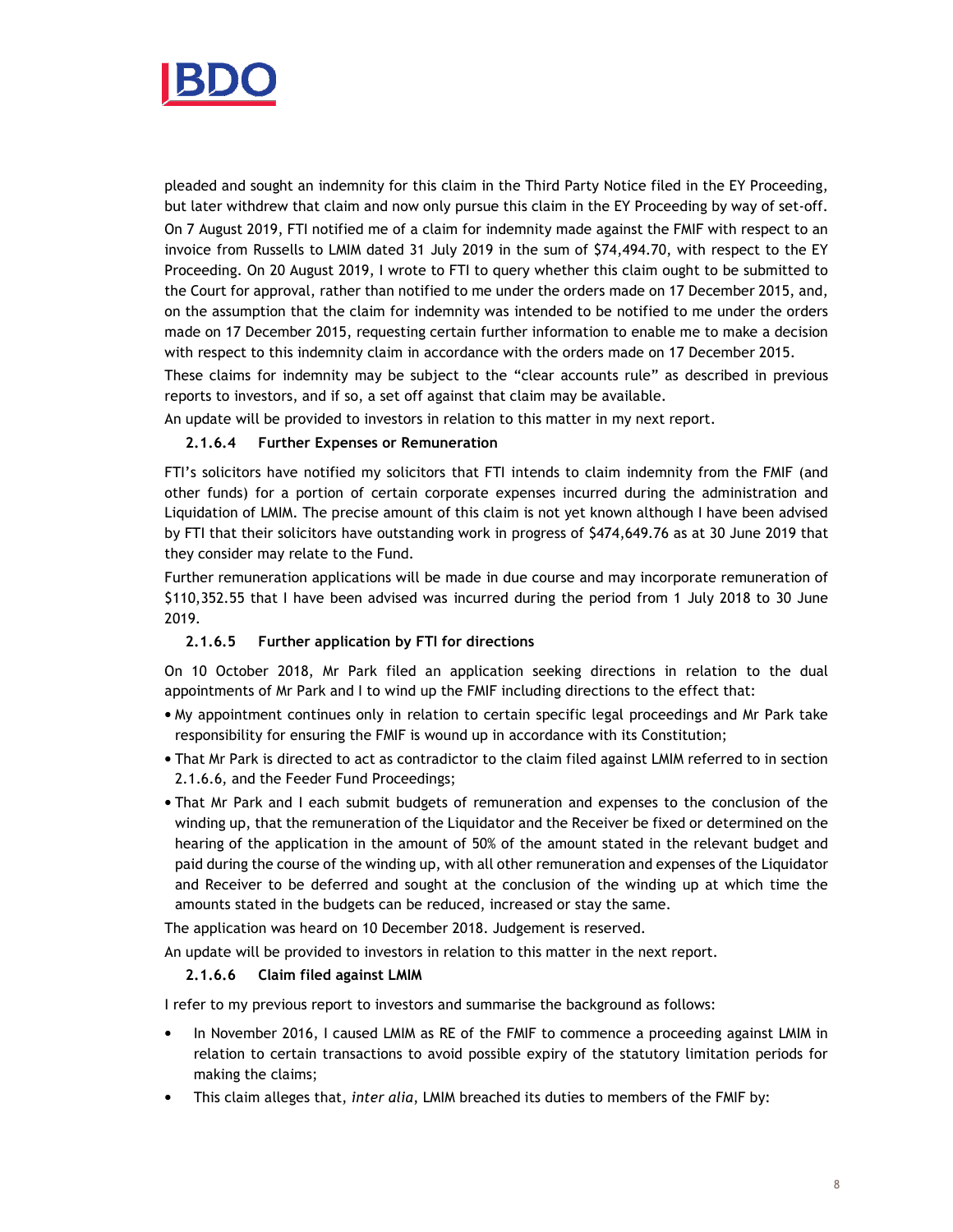pleaded and sought an indemnity for this claim in the Third Party Notice filed in the EY Proceeding, but later withdrew that claim and now only pursue this claim in the EY Proceeding by way of set-off.

On 7 August 2019, FTI notified me of a claim for indemnity made against the FMIF with respect to an invoice from Russells to LMIM dated 31 July 2019 in the sum of $74,494.70, with respect to the EY Proceeding. On 20 August 2019, I wrote to FTI to query whether this claim ought to be submitted to the Court for approval, rather than notified to me under the orders made on 17 December 2015, and, on the assumption that the claim for indemnity was intended to be notified to me under the orders made on 17 December 2015, requesting certain further information to enable me to make a decision with respect to this indemnity claim in accordance with the orders made on 17 December 2015.

These claims for indemnity may be subject to the "clear accounts rule" as described in previous reports to investors, and if so, a set off against that claim may be available.

An update will be provided to investors in relation to this matter in my next report.

#### 2.1.6.4 Further Expenses or Remuneration

FTI's solicitors have notified my solicitors that FTI intends to claim indemnity from the FMIF (and other funds) for a portion of certain corporate expenses incurred during the administration and Liquidation of LMIM. The precise amount of this claim is not yet known although I have been advised by FTI that their solicitors have outstanding work in progress of $474,649.76 as at 30 June 2019 that they consider may relate to the Fund.

Further remuneration applications will be made in due course and may incorporate remuneration of $110,352.55 that I have been advised was incurred during the period from 1 July 2018 to 30 June 2019.

#### 2.1.6.5 Further application by FTI for directions

On 10 October 2018, Mr Park filed an application seeking directions in relation to the dual appointments of Mr Park and I to wind up the FMIF including directions to the effect that:

- My appointment continues only in relation to certain specific legal proceedings and Mr Park take responsibility for ensuring the FMIF is wound up in accordance with its Constitution;
- That Mr Park is directed to act as contradictor to the claim filed against LMIM referred to in section 2.1.6.6, and the Feeder Fund Proceedings;
- That Mr Park and I each submit budgets of remuneration and expenses to the conclusion of the winding up, that the remuneration of the Liquidator and the Receiver be fixed or determined on the hearing of the application in the amount of 50% of the amount stated in the relevant budget and paid during the course of the winding up, with all other remuneration and expenses of the Liquidator and Receiver to be deferred and sought at the conclusion of the winding up at which time the amounts stated in the budgets can be reduced, increased or stay the same.

The application was heard on 10 December 2018. Judgement is reserved.

An update will be provided to investors in relation to this matter in the next report.

#### 2.1.6.6 Claim filed against LMIM

I refer to my previous report to investors and summarise the background as follows:

- In November 2016, I caused LMIM as RE of the FMIF to commence a proceeding against LMIM in relation to certain transactions to avoid possible expiry of the statutory limitation periods for making the claims;
- This claim alleges that, *inter alia*, LMIM breached its duties to members of the FMIF by: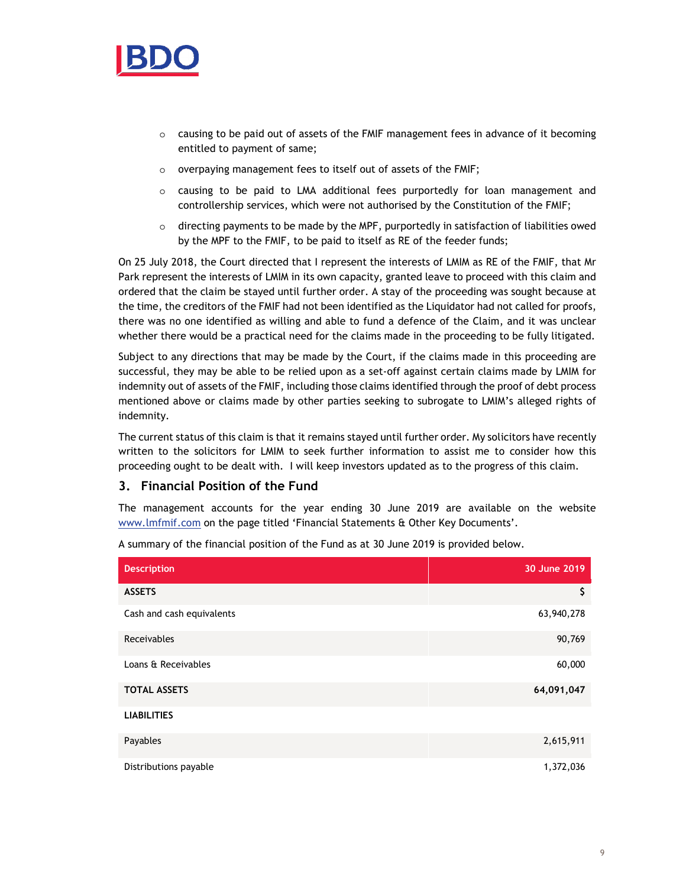- causing to be paid out of assets of the FMIF management fees in advance of it becoming entitled to payment of same;
- overpaying management fees to itself out of assets of the FMIF;
- causing to be paid to LMA additional fees purportedly for loan management and controllership services, which were not authorised by the Constitution of the FMIF;
- directing payments to be made by the MPF, purportedly in satisfaction of liabilities owed by the MPF to the FMIF, to be paid to itself as RE of the feeder funds;

On 25 July 2018, the Court directed that I represent the interests of LMIM as RE of the FMIF, that Mr Park represent the interests of LMIM in its own capacity, granted leave to proceed with this claim and ordered that the claim be stayed until further order. A stay of the proceeding was sought because at the time, the creditors of the FMIF had not been identified as the Liquidator had not called for proofs, there was no one identified as willing and able to fund a defence of the Claim, and it was unclear whether there would be a practical need for the claims made in the proceeding to be fully litigated.

Subject to any directions that may be made by the Court, if the claims made in this proceeding are successful, they may be able to be relied upon as a set-off against certain claims made by LMIM for indemnity out of assets of the FMIF, including those claims identified through the proof of debt process mentioned above or claims made by other parties seeking to subrogate to LMIM's alleged rights of indemnity.

The current status of this claim is that it remains stayed until further order. My solicitors have recently written to the solicitors for LMIM to seek further information to assist me to consider how this proceeding ought to be dealt with. I will keep investors updated as to the progress of this claim.

## 3. Financial Position of the Fund

The management accounts for the year ending 30 June 2019 are available on the website www.lmfmif.com on the page titled 'Financial Statements & Other Key Documents'.

A summary of the financial position of the Fund as at 30 June 2019 is provided below.

| Description | 30 June 2019 |
|---|---:|
| **ASSETS** | $ |
| Cash and cash equivalents | 63,940,278 |
| Receivables | 90,769 |
| Loans & Receivables | 60,000 |
| **TOTAL ASSETS** | **64,091,047** |
| **LIABILITIES** | |
| Payables | 2,615,911 |
| Distributions payable | 1,372,036 |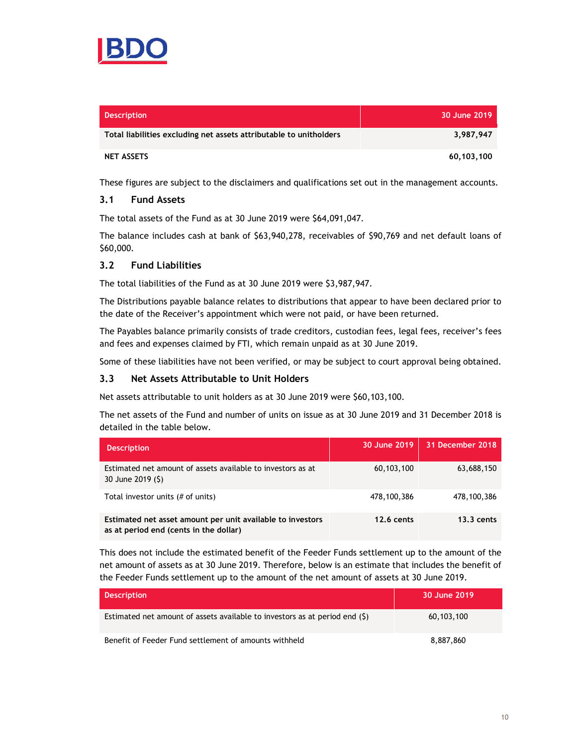| Description | 30 June 2019 |
|---|---|
| **Total liabilities excluding net assets attributable to unitholders** | **3,987,947** |
| **NET ASSETS** | **60,103,100** |

These figures are subject to the disclaimers and qualifications set out in the management accounts.

### 3.1 Fund Assets

The total assets of the Fund as at 30 June 2019 were $64,091,047.

The balance includes cash at bank of $63,940,278, receivables of $90,769 and net default loans of $60,000.

### 3.2 Fund Liabilities

The total liabilities of the Fund as at 30 June 2019 were $3,987,947.

The Distributions payable balance relates to distributions that appear to have been declared prior to the date of the Receiver's appointment which were not paid, or have been returned.

The Payables balance primarily consists of trade creditors, custodian fees, legal fees, receiver's fees and fees and expenses claimed by FTI, which remain unpaid as at 30 June 2019.

Some of these liabilities have not been verified, or may be subject to court approval being obtained.

### 3.3 Net Assets Attributable to Unit Holders

Net assets attributable to unit holders as at 30 June 2019 were $60,103,100.

The net assets of the Fund and number of units on issue as at 30 June 2019 and 31 December 2018 is detailed in the table below.

| Description | 30 June 2019 | 31 December 2018 |
|---|---|---|
| Estimated net amount of assets available to investors as at 30 June 2019 ($) | 60,103,100 | 63,688,150 |
| Total investor units (# of units) | 478,100,386 | 478,100,386 |
| **Estimated net asset amount per unit available to investors as at period end (cents in the dollar)** | **12.6 cents** | **13.3 cents** |

This does not include the estimated benefit of the Feeder Funds settlement up to the amount of the net amount of assets as at 30 June 2019. Therefore, below is an estimate that includes the benefit of the Feeder Funds settlement up to the amount of the net amount of assets at 30 June 2019.

| Description | 30 June 2019 |
|---|---|
| Estimated net amount of assets available to investors as at period end ($) | 60,103,100 |
| Benefit of Feeder Fund settlement of amounts withheld | 8,887,860 |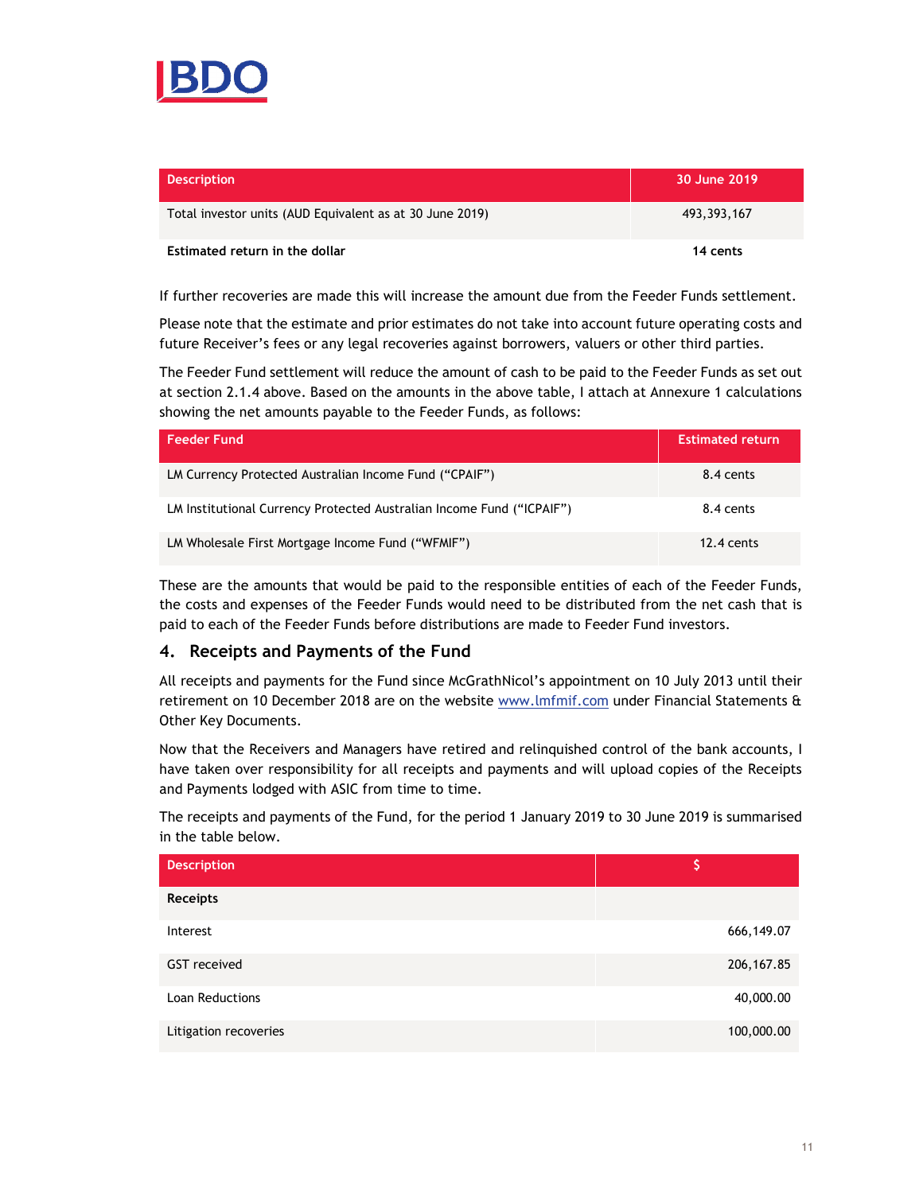| Description | 30 June 2019 |
| --- | --- |
| Total investor units (AUD Equivalent as at 30 June 2019) | 493,393,167 |
| **Estimated return in the dollar** | **14 cents** |

If further recoveries are made this will increase the amount due from the Feeder Funds settlement.

Please note that the estimate and prior estimates do not take into account future operating costs and future Receiver's fees or any legal recoveries against borrowers, valuers or other third parties.

The Feeder Fund settlement will reduce the amount of cash to be paid to the Feeder Funds as set out at section 2.1.4 above. Based on the amounts in the above table, I attach at Annexure 1 calculations showing the net amounts payable to the Feeder Funds, as follows:

| Feeder Fund | Estimated return |
| --- | --- |
| LM Currency Protected Australian Income Fund ("CPAIF") | 8.4 cents |
| LM Institutional Currency Protected Australian Income Fund ("ICPAIF") | 8.4 cents |
| LM Wholesale First Mortgage Income Fund ("WFMIF") | 12.4 cents |

These are the amounts that would be paid to the responsible entities of each of the Feeder Funds, the costs and expenses of the Feeder Funds would need to be distributed from the net cash that is paid to each of the Feeder Funds before distributions are made to Feeder Fund investors.

## 4. Receipts and Payments of the Fund

All receipts and payments for the Fund since McGrathNicol's appointment on 10 July 2013 until their retirement on 10 December 2018 are on the website www.lmfmif.com under Financial Statements & Other Key Documents.

Now that the Receivers and Managers have retired and relinquished control of the bank accounts, I have taken over responsibility for all receipts and payments and will upload copies of the Receipts and Payments lodged with ASIC from time to time.

The receipts and payments of the Fund, for the period 1 January 2019 to 30 June 2019 is summarised in the table below.

| Description | $ |
| --- | --- |
| **Receipts** | |
| Interest | 666,149.07 |
| GST received | 206,167.85 |
| Loan Reductions | 40,000.00 |
| Litigation recoveries | 100,000.00 |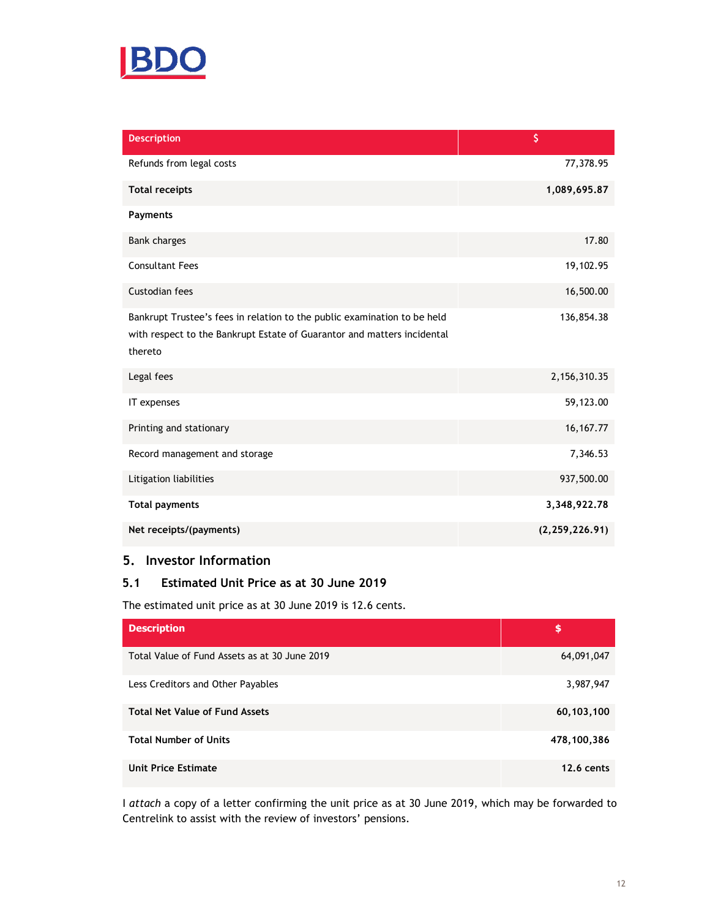| Description | $ |
|---|---|
| Refunds from legal costs | 77,378.95 |
| **Total receipts** | **1,089,695.87** |
| **Payments** | |
| Bank charges | 17.80 |
| Consultant Fees | 19,102.95 |
| Custodian fees | 16,500.00 |
| Bankrupt Trustee's fees in relation to the public examination to be held with respect to the Bankrupt Estate of Guarantor and matters incidental thereto | 136,854.38 |
| Legal fees | 2,156,310.35 |
| IT expenses | 59,123.00 |
| Printing and stationary | 16,167.77 |
| Record management and storage | 7,346.53 |
| Litigation liabilities | 937,500.00 |
| **Total payments** | **3,348,922.78** |
| **Net receipts/(payments)** | **(2,259,226.91)** |

## 5. Investor Information

### 5.1 Estimated Unit Price as at 30 June 2019

The estimated unit price as at 30 June 2019 is 12.6 cents.

| Description | $ |
|---|---|
| Total Value of Fund Assets as at 30 June 2019 | 64,091,047 |
| Less Creditors and Other Payables | 3,987,947 |
| **Total Net Value of Fund Assets** | **60,103,100** |
| **Total Number of Units** | **478,100,386** |
| **Unit Price Estimate** | **12.6 cents** |

I *attach* a copy of a letter confirming the unit price as at 30 June 2019, which may be forwarded to Centrelink to assist with the review of investors' pensions.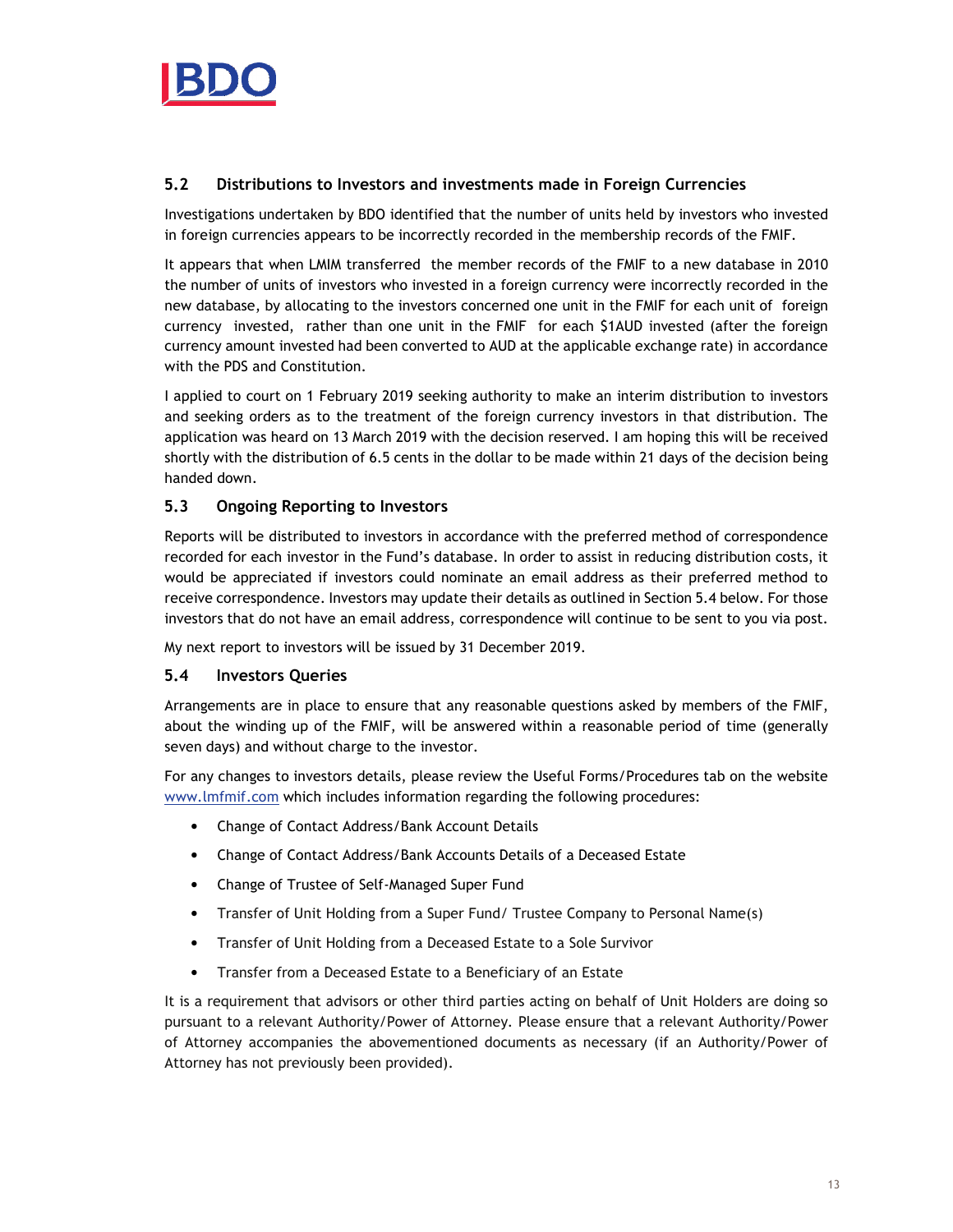## 5.2 Distributions to Investors and investments made in Foreign Currencies

Investigations undertaken by BDO identified that the number of units held by investors who invested in foreign currencies appears to be incorrectly recorded in the membership records of the FMIF.

It appears that when LMIM transferred the member records of the FMIF to a new database in 2010 the number of units of investors who invested in a foreign currency were incorrectly recorded in the new database, by allocating to the investors concerned one unit in the FMIF for each unit of foreign currency invested, rather than one unit in the FMIF for each $1AUD invested (after the foreign currency amount invested had been converted to AUD at the applicable exchange rate) in accordance with the PDS and Constitution.

I applied to court on 1 February 2019 seeking authority to make an interim distribution to investors and seeking orders as to the treatment of the foreign currency investors in that distribution. The application was heard on 13 March 2019 with the decision reserved. I am hoping this will be received shortly with the distribution of 6.5 cents in the dollar to be made within 21 days of the decision being handed down.

## 5.3 Ongoing Reporting to Investors

Reports will be distributed to investors in accordance with the preferred method of correspondence recorded for each investor in the Fund's database. In order to assist in reducing distribution costs, it would be appreciated if investors could nominate an email address as their preferred method to receive correspondence. Investors may update their details as outlined in Section 5.4 below. For those investors that do not have an email address, correspondence will continue to be sent to you via post.

My next report to investors will be issued by 31 December 2019.

## 5.4 Investors Queries

Arrangements are in place to ensure that any reasonable questions asked by members of the FMIF, about the winding up of the FMIF, will be answered within a reasonable period of time (generally seven days) and without charge to the investor.

For any changes to investors details, please review the Useful Forms/Procedures tab on the website www.lmfmif.com which includes information regarding the following procedures:

- Change of Contact Address/Bank Account Details
- Change of Contact Address/Bank Accounts Details of a Deceased Estate
- Change of Trustee of Self-Managed Super Fund
- Transfer of Unit Holding from a Super Fund/ Trustee Company to Personal Name(s)
- Transfer of Unit Holding from a Deceased Estate to a Sole Survivor
- Transfer from a Deceased Estate to a Beneficiary of an Estate

It is a requirement that advisors or other third parties acting on behalf of Unit Holders are doing so pursuant to a relevant Authority/Power of Attorney. Please ensure that a relevant Authority/Power of Attorney accompanies the abovementioned documents as necessary (if an Authority/Power of Attorney has not previously been provided).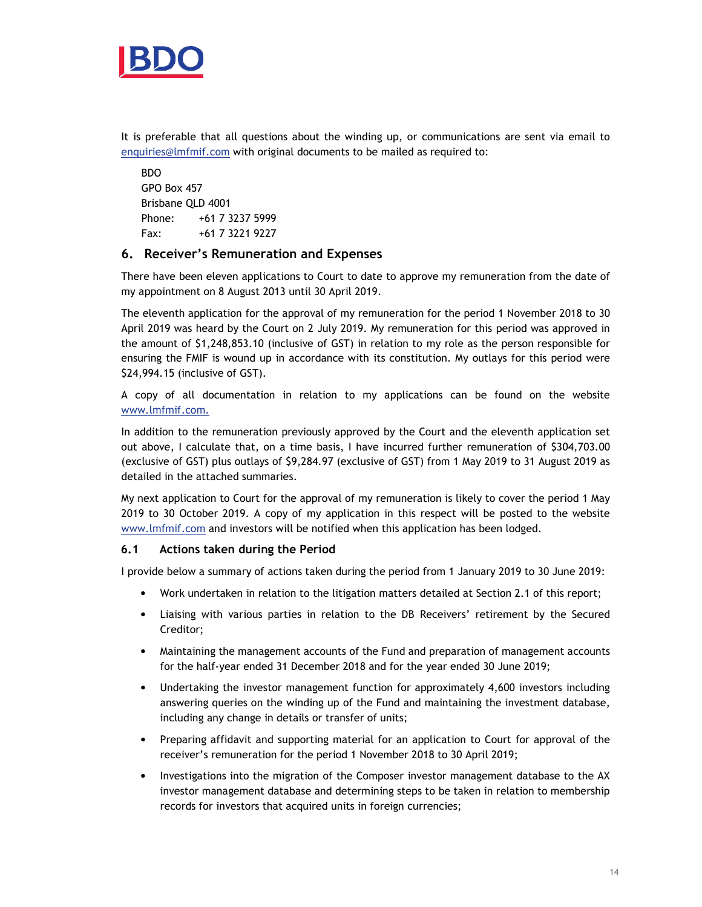It is preferable that all questions about the winding up, or communications are sent via email to enquiries@lmfmif.com with original documents to be mailed as required to:

BDO
GPO Box 457
Brisbane QLD 4001
Phone: +61 7 3237 5999
Fax: +61 7 3221 9227

## 6. Receiver's Remuneration and Expenses

There have been eleven applications to Court to date to approve my remuneration from the date of my appointment on 8 August 2013 until 30 April 2019.

The eleventh application for the approval of my remuneration for the period 1 November 2018 to 30 April 2019 was heard by the Court on 2 July 2019. My remuneration for this period was approved in the amount of $1,248,853.10 (inclusive of GST) in relation to my role as the person responsible for ensuring the FMIF is wound up in accordance with its constitution. My outlays for this period were $24,994.15 (inclusive of GST).

A copy of all documentation in relation to my applications can be found on the website www.lmfmif.com.

In addition to the remuneration previously approved by the Court and the eleventh application set out above, I calculate that, on a time basis, I have incurred further remuneration of $304,703.00 (exclusive of GST) plus outlays of $9,284.97 (exclusive of GST) from 1 May 2019 to 31 August 2019 as detailed in the attached summaries.

My next application to Court for the approval of my remuneration is likely to cover the period 1 May 2019 to 30 October 2019. A copy of my application in this respect will be posted to the website www.lmfmif.com and investors will be notified when this application has been lodged.

### 6.1 Actions taken during the Period

I provide below a summary of actions taken during the period from 1 January 2019 to 30 June 2019:

- Work undertaken in relation to the litigation matters detailed at Section 2.1 of this report;
- Liaising with various parties in relation to the DB Receivers' retirement by the Secured Creditor;
- Maintaining the management accounts of the Fund and preparation of management accounts for the half-year ended 31 December 2018 and for the year ended 30 June 2019;
- Undertaking the investor management function for approximately 4,600 investors including answering queries on the winding up of the Fund and maintaining the investment database, including any change in details or transfer of units;
- Preparing affidavit and supporting material for an application to Court for approval of the receiver's remuneration for the period 1 November 2018 to 30 April 2019;
- Investigations into the migration of the Composer investor management database to the AX investor management database and determining steps to be taken in relation to membership records for investors that acquired units in foreign currencies;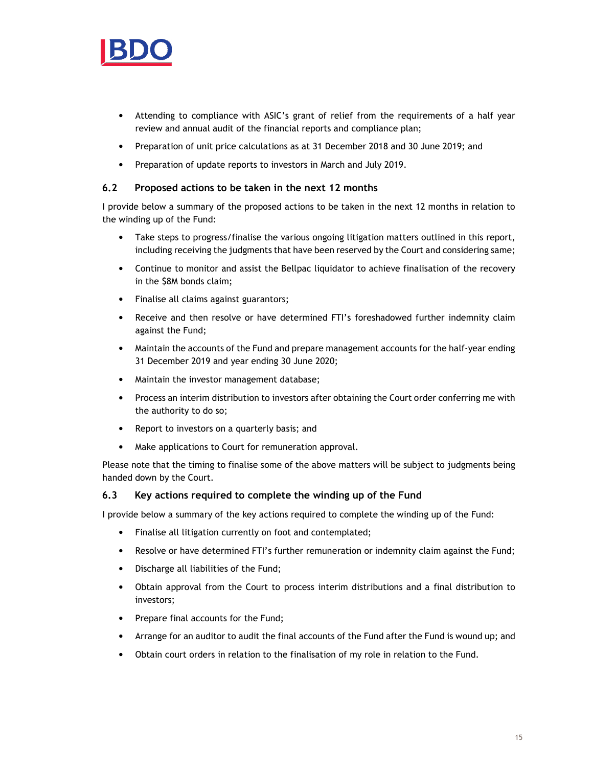- Attending to compliance with ASIC's grant of relief from the requirements of a half year review and annual audit of the financial reports and compliance plan;
- Preparation of unit price calculations as at 31 December 2018 and 30 June 2019; and
- Preparation of update reports to investors in March and July 2019.

### 6.2 Proposed actions to be taken in the next 12 months

I provide below a summary of the proposed actions to be taken in the next 12 months in relation to the winding up of the Fund:

- Take steps to progress/finalise the various ongoing litigation matters outlined in this report, including receiving the judgments that have been reserved by the Court and considering same;
- Continue to monitor and assist the Bellpac liquidator to achieve finalisation of the recovery in the $8M bonds claim;
- Finalise all claims against guarantors;
- Receive and then resolve or have determined FTI's foreshadowed further indemnity claim against the Fund;
- Maintain the accounts of the Fund and prepare management accounts for the half-year ending 31 December 2019 and year ending 30 June 2020;
- Maintain the investor management database;
- Process an interim distribution to investors after obtaining the Court order conferring me with the authority to do so;
- Report to investors on a quarterly basis; and
- Make applications to Court for remuneration approval.

Please note that the timing to finalise some of the above matters will be subject to judgments being handed down by the Court.

### 6.3 Key actions required to complete the winding up of the Fund

I provide below a summary of the key actions required to complete the winding up of the Fund:

- Finalise all litigation currently on foot and contemplated;
- Resolve or have determined FTI's further remuneration or indemnity claim against the Fund;
- Discharge all liabilities of the Fund;
- Obtain approval from the Court to process interim distributions and a final distribution to investors;
- Prepare final accounts for the Fund;
- Arrange for an auditor to audit the final accounts of the Fund after the Fund is wound up; and
- Obtain court orders in relation to the finalisation of my role in relation to the Fund.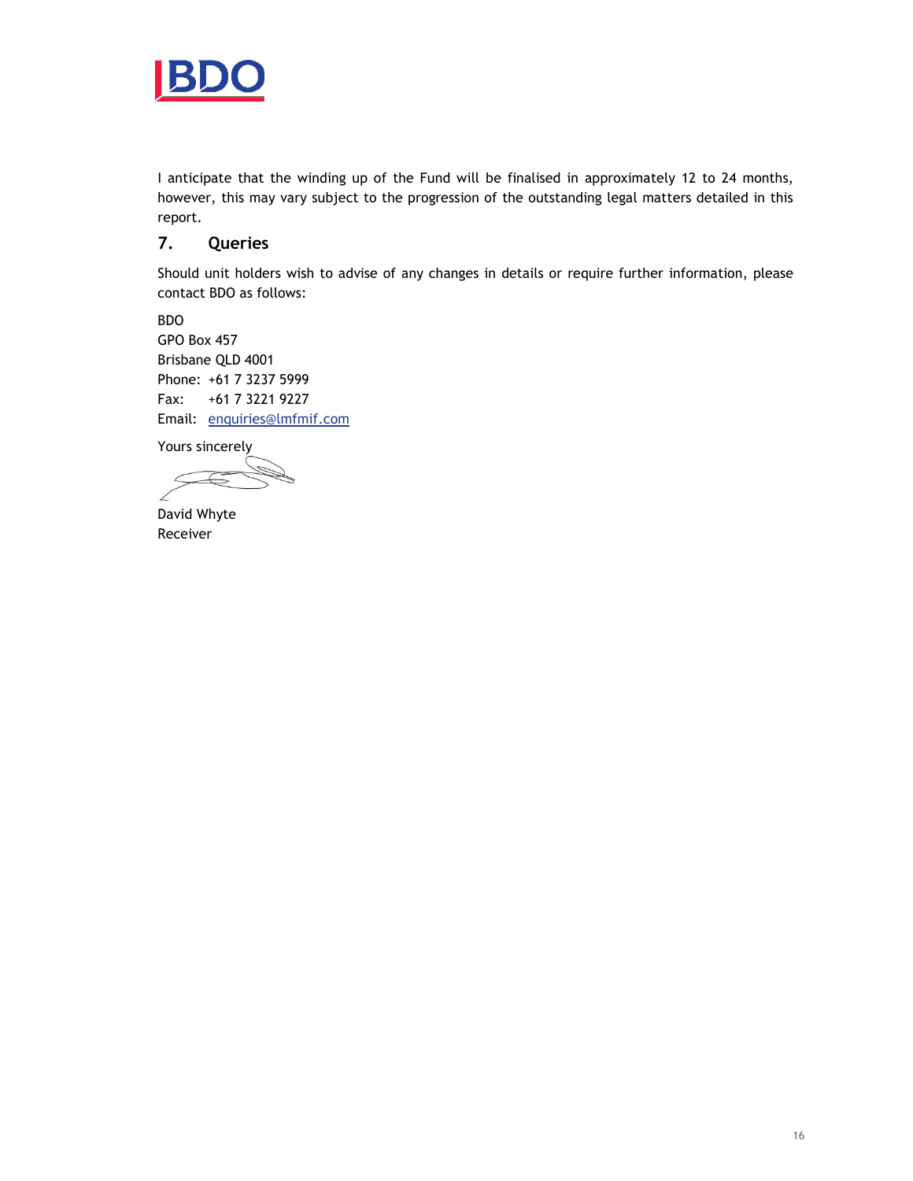I anticipate that the winding up of the Fund will be finalised in approximately 12 to 24 months, however, this may vary subject to the progression of the outstanding legal matters detailed in this report.

## 7. Queries

Should unit holders wish to advise of any changes in details or require further information, please contact BDO as follows:

BDO  
GPO Box 457  
Brisbane QLD 4001  
Phone: +61 7 3237 5999  
Fax: +61 7 3221 9227  
Email: enquiries@lmfmif.com

Yours sincerely

David Whyte  
Receiver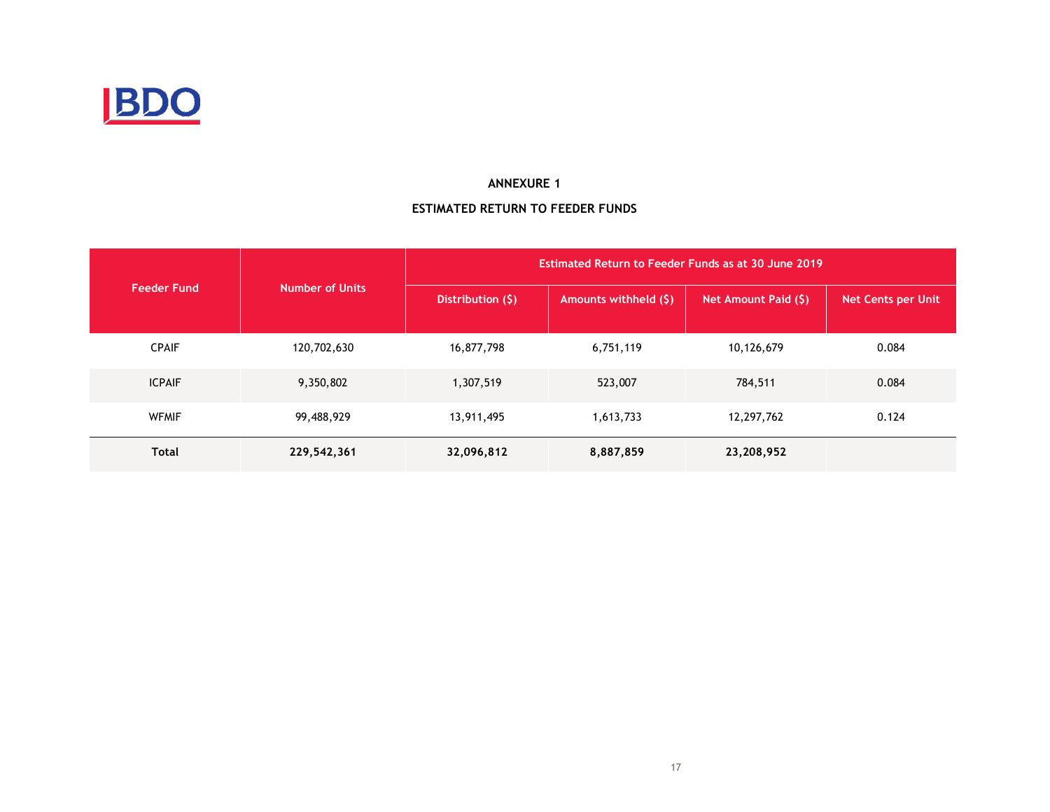## ANNEXURE 1

## ESTIMATED RETURN TO FEEDER FUNDS

| Feeder Fund | Number of Units | Estimated Return to Feeder Funds as at 30 June 2019 | | | |
|---|---|---|---|---|---|
| | | Distribution ($) | Amounts withheld ($) | Net Amount Paid ($) | Net Cents per Unit |
| CPAIF | 120,702,630 | 16,877,798 | 6,751,119 | 10,126,679 | 0.084 |
| ICPAIF | 9,350,802 | 1,307,519 | 523,007 | 784,511 | 0.084 |
| WFMIF | 99,488,929 | 13,911,495 | 1,613,733 | 12,297,762 | 0.124 |
| **Total** | **229,542,361** | **32,096,812** | **8,887,859** | **23,208,952** | |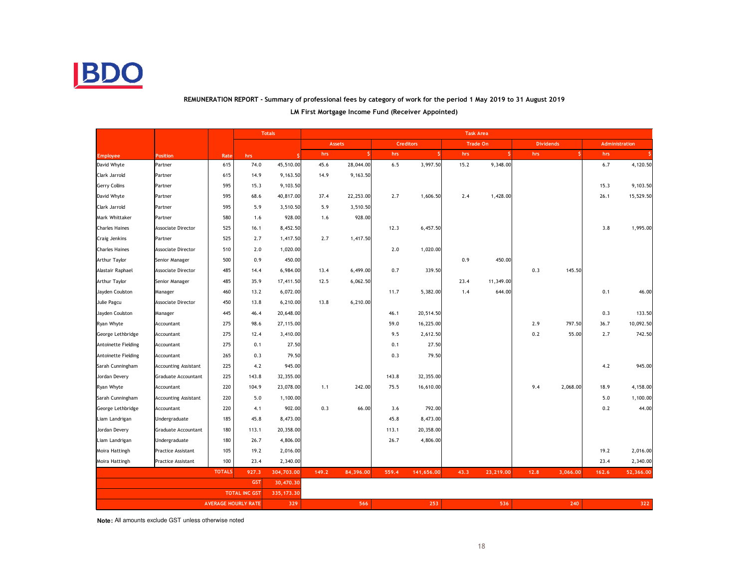BDO

**REMUNERATION REPORT - Summary of professional fees by category of work for the period 1 May 2019 to 31 August 2019**

**LM First Mortgage Income Fund (Receiver Appointed)**

| | | | Totals | | Task Area | | | | | | | | | |
|---|---|---|---|---|---|---|---|---|---|---|---|---|---|---|
| | | | | | Assets | | Creditors | | Trade On | | Dividends | | Administration | |
| Employee | Position | Rate | hrs | $ | hrs | $ | hrs | $ | hrs | $ | hrs | $ | hrs | $ |
| David Whyte | Partner | 615 | 74.0 | 45,510.00 | 45.6 | 28,044.00 | 6.5 | 3,997.50 | 15.2 | 9,348.00 | | | 6.7 | 4,120.50 |
| Clark Jarrold | Partner | 615 | 14.9 | 9,163.50 | 14.9 | 9,163.50 | | | | | | | | |
| Gerry Collins | Partner | 595 | 15.3 | 9,103.50 | | | | | | | | | 15.3 | 9,103.50 |
| David Whyte | Partner | 595 | 68.6 | 40,817.00 | 37.4 | 22,253.00 | 2.7 | 1,606.50 | 2.4 | 1,428.00 | | | 26.1 | 15,529.50 |
| Clark Jarrold | Partner | 595 | 5.9 | 3,510.50 | 5.9 | 3,510.50 | | | | | | | | |
| Mark Whittaker | Partner | 580 | 1.6 | 928.00 | 1.6 | 928.00 | | | | | | | | |
| Charles Haines | Associate Director | 525 | 16.1 | 8,452.50 | | | 12.3 | 6,457.50 | | | | | 3.8 | 1,995.00 |
| Craig Jenkins | Partner | 525 | 2.7 | 1,417.50 | 2.7 | 1,417.50 | | | | | | | | |
| Charles Haines | Associate Director | 510 | 2.0 | 1,020.00 | | | 2.0 | 1,020.00 | | | | | | |
| Arthur Taylor | Senior Manager | 500 | 0.9 | 450.00 | | | | | 0.9 | 450.00 | | | | |
| Alastair Raphael | Associate Director | 485 | 14.4 | 6,984.00 | 13.4 | 6,499.00 | 0.7 | 339.50 | | | 0.3 | 145.50 | | |
| Arthur Taylor | Senior Manager | 485 | 35.9 | 17,411.50 | 12.5 | 6,062.50 | | | 23.4 | 11,349.00 | | | | |
| Jayden Coulston | Manager | 460 | 13.2 | 6,072.00 | | | 11.7 | 5,382.00 | 1.4 | 644.00 | | | 0.1 | 46.00 |
| Julie Pagcu | Associate Director | 450 | 13.8 | 6,210.00 | 13.8 | 6,210.00 | | | | | | | | |
| Jayden Coulston | Manager | 445 | 46.4 | 20,648.00 | | | 46.1 | 20,514.50 | | | | | 0.3 | 133.50 |
| Ryan Whyte | Accountant | 275 | 98.6 | 27,115.00 | | | 59.0 | 16,225.00 | | | 2.9 | 797.50 | 36.7 | 10,092.50 |
| George Lethbridge | Accountant | 275 | 12.4 | 3,410.00 | | | 9.5 | 2,612.50 | | | 0.2 | 55.00 | 2.7 | 742.50 |
| Antoinette Fielding | Accountant | 275 | 0.1 | 27.50 | | | 0.1 | 27.50 | | | | | | |
| Antoinette Fielding | Accountant | 265 | 0.3 | 79.50 | | | 0.3 | 79.50 | | | | | | |
| Sarah Cunningham | Accounting Assistant | 225 | 4.2 | 945.00 | | | | | | | | | 4.2 | 945.00 |
| Jordan Devery | Graduate Accountant | 225 | 143.8 | 32,355.00 | | | 143.8 | 32,355.00 | | | | | | |
| Ryan Whyte | Accountant | 220 | 104.9 | 23,078.00 | 1.1 | 242.00 | 75.5 | 16,610.00 | | | 9.4 | 2,068.00 | 18.9 | 4,158.00 |
| Sarah Cunningham | Accounting Assistant | 220 | 5.0 | 1,100.00 | | | | | | | | | 5.0 | 1,100.00 |
| George Lethbridge | Accountant | 220 | 4.1 | 902.00 | 0.3 | 66.00 | 3.6 | 792.00 | | | | | 0.2 | 44.00 |
| Liam Landrigan | Undergraduate | 185 | 45.8 | 8,473.00 | | | 45.8 | 8,473.00 | | | | | | |
| Jordan Devery | Graduate Accountant | 180 | 113.1 | 20,358.00 | | | 113.1 | 20,358.00 | | | | | | |
| Liam Landrigan | Undergraduate | 180 | 26.7 | 4,806.00 | | | 26.7 | 4,806.00 | | | | | | |
| Moira Hattingh | Practice Assistant | 105 | 19.2 | 2,016.00 | | | | | | | | | 19.2 | 2,016.00 |
| Moira Hattingh | Practice Assistant | 100 | 23.4 | 2,340.00 | | | | | | | | | 23.4 | 2,340.00 |
| | | TOTALS | 927.3 | 304,703.00 | 149.2 | 84,396.00 | 559.4 | 141,656.00 | 43.3 | 23,219.00 | 12.8 | 3,066.00 | 162.6 | 52,366.00 |
| | | | GST | 30,470.30 | | | | | | | | | | |
| | | | TOTAL INC GST | 335,173.30 | | | | | | | | | | |
| | | | AVERAGE HOURLY RATE | 329 | | 566 | | 253 | | 536 | | 240 | | 322 |

**Note:** All amounts exclude GST unless otherwise noted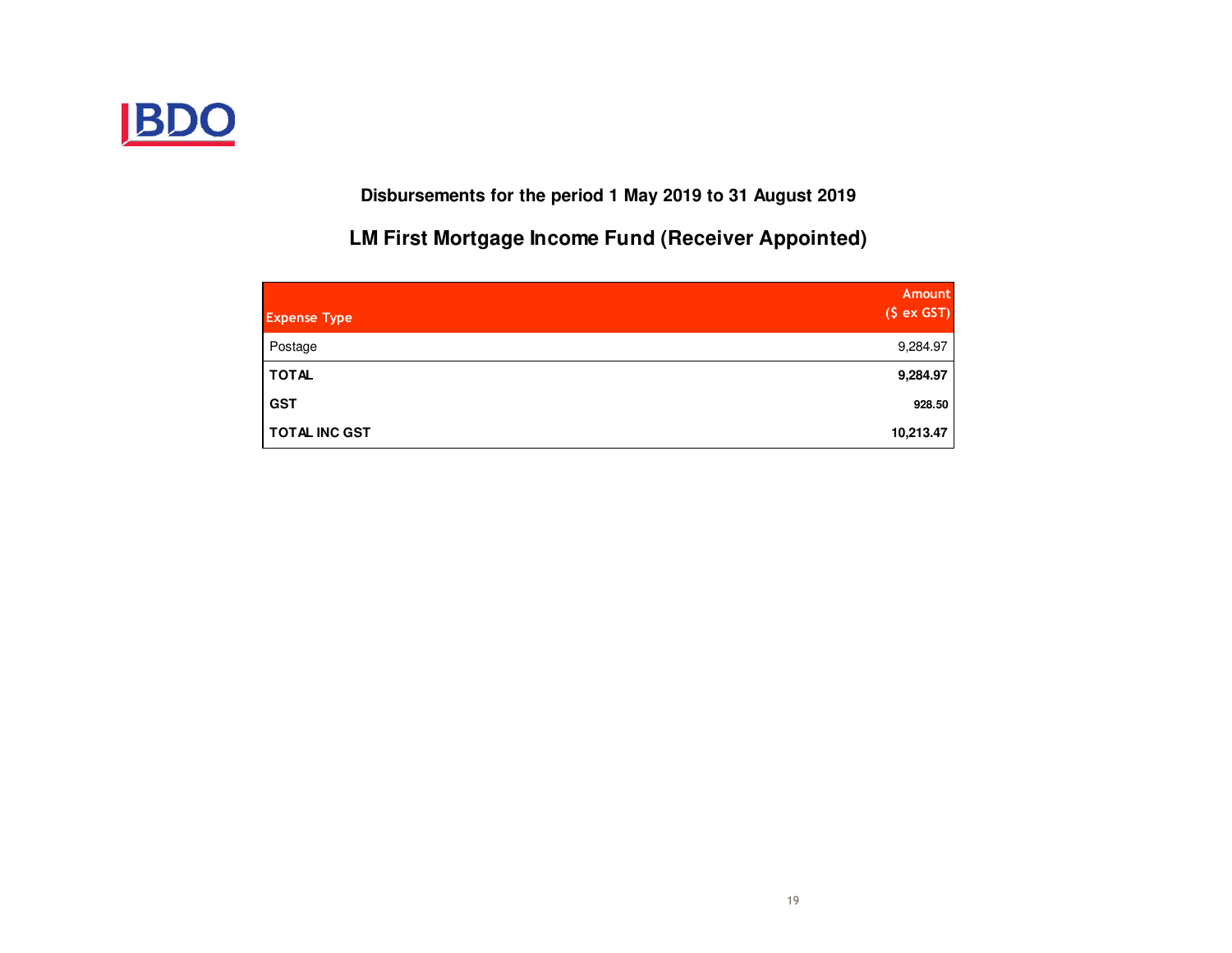**BDO**

## Disbursements for the period 1 May 2019 to 31 August 2019

## LM First Mortgage Income Fund (Receiver Appointed)

| Expense Type | Amount ($ ex GST) |
|---|---|
| Postage | 9,284.97 |
| **TOTAL** | **9,284.97** |
| **GST** | **928.50** |
| **TOTAL INC GST** | **10,213.47** |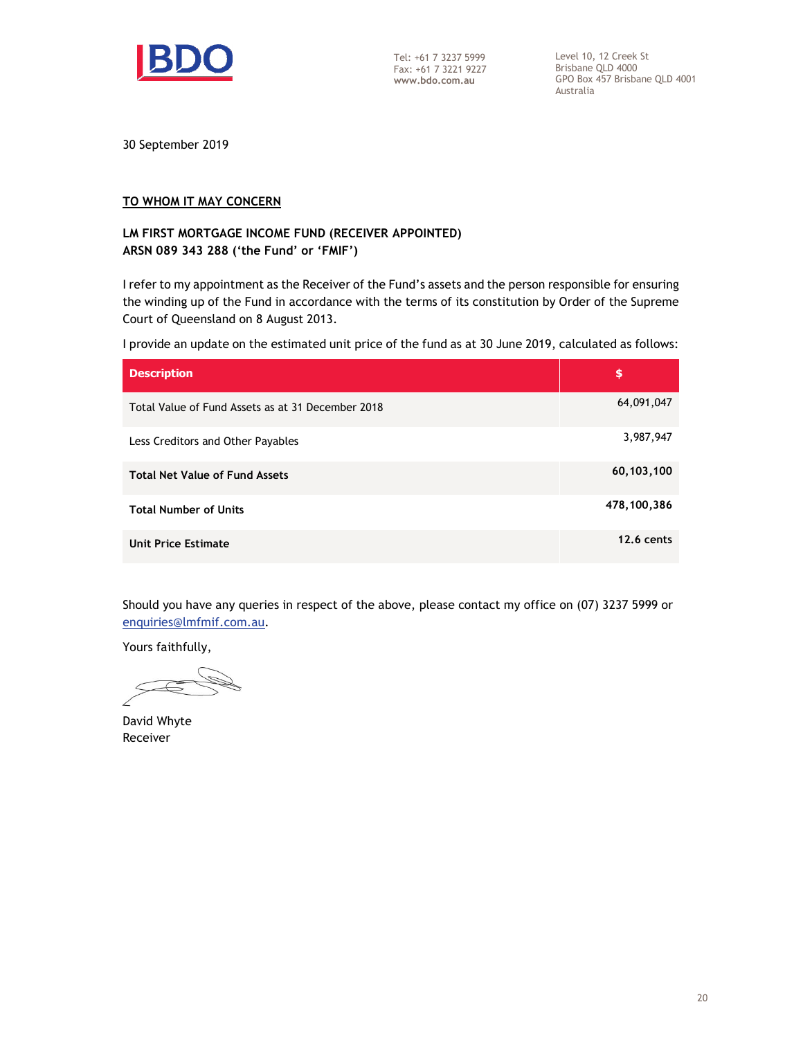BDO

Tel: +61 7 3237 5999
Fax: +61 7 3221 9227
www.bdo.com.au

Level 10, 12 Creek St
Brisbane QLD 4000
GPO Box 457 Brisbane QLD 4001
Australia

30 September 2019

**TO WHOM IT MAY CONCERN**

**LM FIRST MORTGAGE INCOME FUND (RECEIVER APPOINTED)**
**ARSN 089 343 288 ('the Fund' or 'FMIF')**

I refer to my appointment as the Receiver of the Fund's assets and the person responsible for ensuring the winding up of the Fund in accordance with the terms of its constitution by Order of the Supreme Court of Queensland on 8 August 2013.

I provide an update on the estimated unit price of the fund as at 30 June 2019, calculated as follows:

| Description | $ |
|---|---|
| Total Value of Fund Assets as at 31 December 2018 | 64,091,047 |
| Less Creditors and Other Payables | 3,987,947 |
| **Total Net Value of Fund Assets** | **60,103,100** |
| **Total Number of Units** | **478,100,386** |
| **Unit Price Estimate** | **12.6 cents** |

Should you have any queries in respect of the above, please contact my office on (07) 3237 5999 or enquiries@lmfmif.com.au.

Yours faithfully,

David Whyte
Receiver